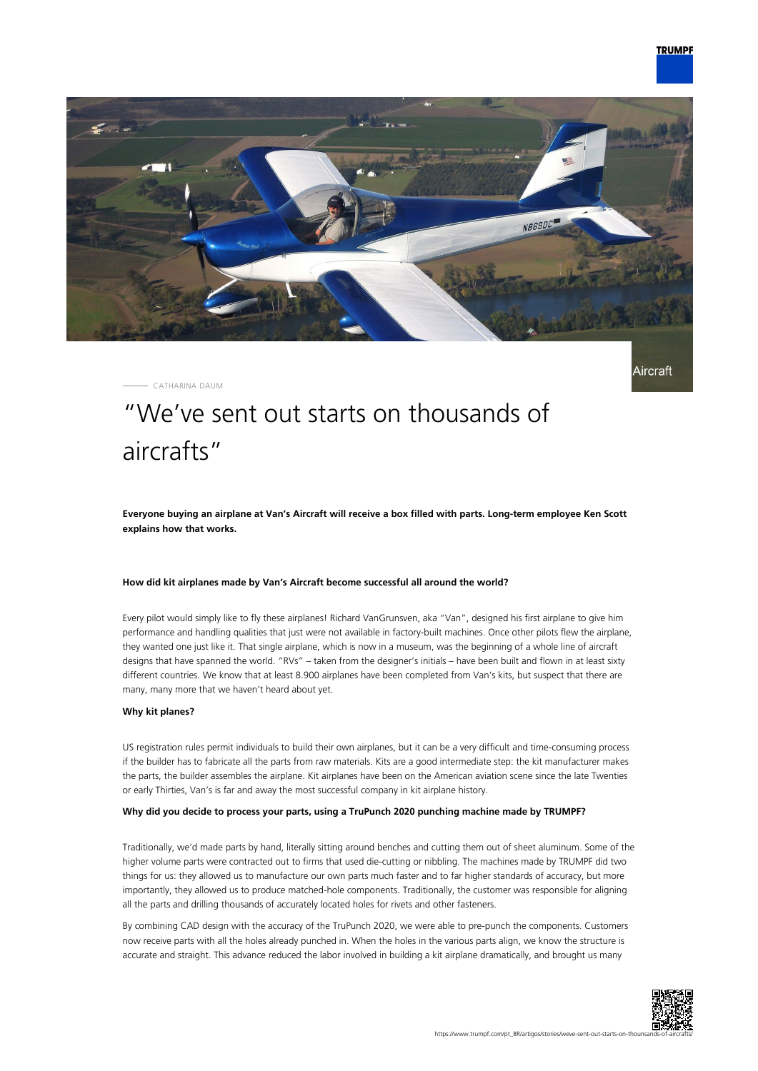Aircraft

CATHARINA DAUM

# "We've sent out starts on thousands of aircrafts"

**Everyone buying an airplane at Van's Aircraft will receive a box filled with parts. Long-term employee Ken Scott explains how that works.**

**How did kit airplanes made by Van's Aircraft become successful all around the world?**

Every pilot would simply like to fly these airplanes! Richard VanGrunsven, aka "Van", designed his first airplane to give him performance and handling qualities that just were not available in factory-built machines. Once other pilots flew the airplane, they wanted one just like it. That single airplane, which is now in a museum, was the beginning of a whole line of aircraft designs that have spanned the world. "RVs" – taken from the designer's initials – have been built and flown in at least sixty different countries. We know that at least 8.900 airplanes have been completed from Van's kits, but suspect that there are many, many more that we haven't heard about yet.

**Why kit planes?**

US registration rules permit individuals to build their own airplanes, but it can be a very difficult and time-consuming process if the builder has to fabricate all the parts from raw materials. Kits are a good intermediate step: the kit manufacturer makes the parts, the builder assembles the airplane. Kit airplanes have been on the American aviation scene since the late Twenties or early Thirties, Van's is far and away the most successful company in kit airplane history.

**Why did you decide to process your parts, using a TruPunch 2020 punching machine made by TRUMPF?**

Traditionally, we'd made parts by hand, literally sitting around benches and cutting them out of sheet aluminum. Some of the higher volume parts were contracted out to firms that used die-cutting or nibbling. The machines made by TRUMPF did two things for us: they allowed us to manufacture our own parts much faster and to far higher standards of accuracy, but more importantly, they allowed us to produce matched-hole components. Traditionally, the customer was responsible for aligning all the parts and drilling thousands of accurately located holes for rivets and other fasteners.

By combining CAD design with the accuracy of the TruPunch 2020, we were able to pre-punch the components. Customers now receive parts with all the holes already punched in. When the holes in the various parts align, we know the structure is accurate and straight. This advance reduced the labor involved in building a kit airplane dramatically, and brought us many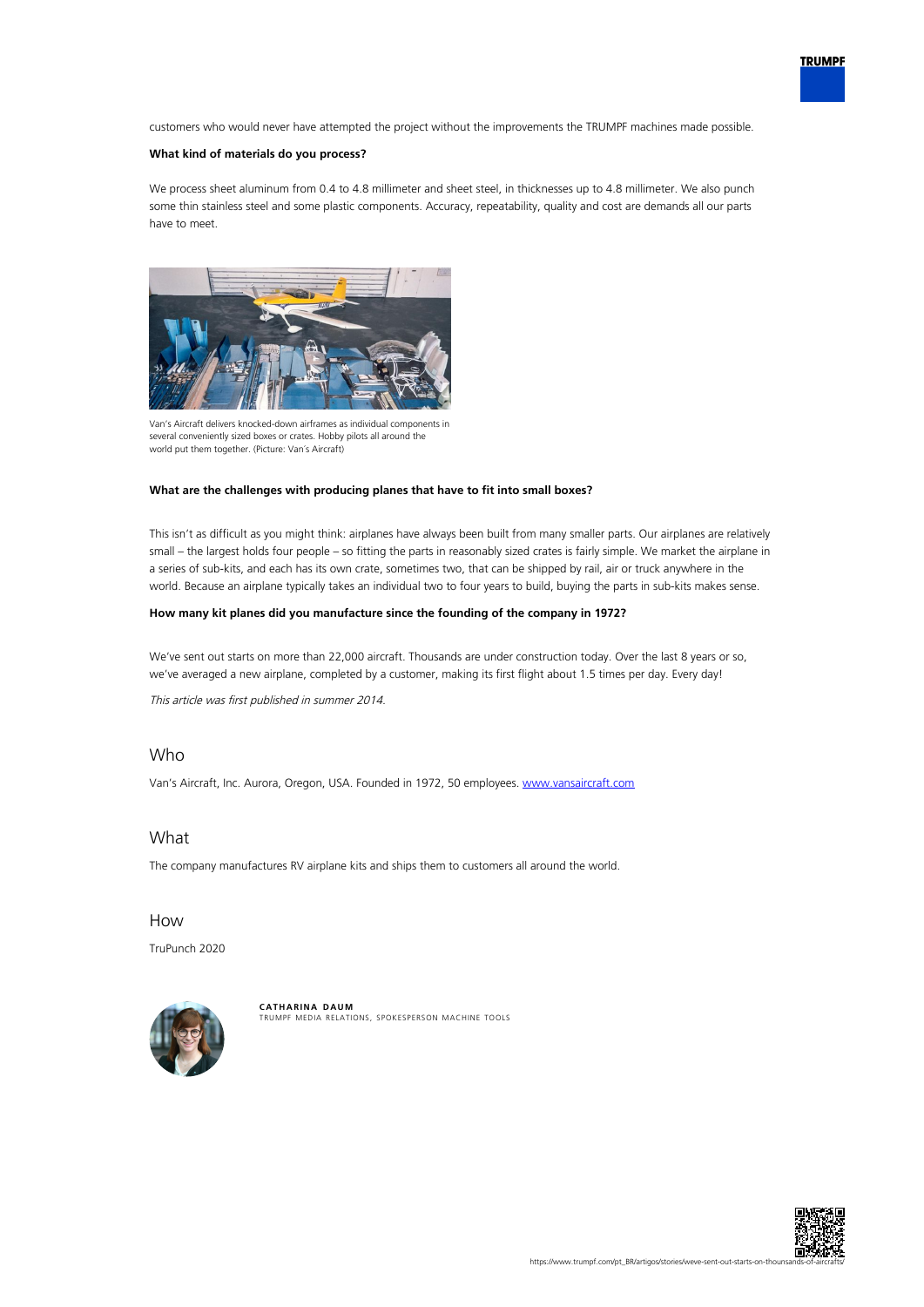customers who would never have attempted the project without the improvements the TRUMPF machines made possible.

**What kind of materials do you process?**

We process sheet aluminum from 0.4 to 4.8 millimeter and sheet steel, in thicknesses up to 4.8 millimeter. We also punch some thin stainless steel and some plastic components. Accuracy, repeatability, quality and cost are demands all our parts have to meet.

Van's Aircraft delivers knocked-down airframes as individual components in several conveniently sized boxes or crates. Hobby pilots all around the world put them together. (Picture: Van's Aircraft)

**What are the challenges with producing planes that have to fit into small boxes?**

This isn't as difficult as you might think: airplanes have always been built from many smaller parts. Our airplanes are relatively small – the largest holds four people – so fitting the parts in reasonably sized crates is fairly simple. We market the airplane in a series of sub-kits, and each has its own crate, sometimes two, that can be shipped by rail, air or truck anywhere in the world. Because an airplane typically takes an individual two to four years to build, buying the parts in sub-kits makes sense.

**How many kit planes did you manufacture since the founding of the company in 1972?**

We've sent out starts on more than 22,000 aircraft. Thousands are under construction today. Over the last 8 years or so, we've averaged a new airplane, completed by a customer, making its first flight about 1.5 times per day. Every day!

*This article was first published in summer 2014.*

## Who

Van's Aircraft, Inc. Aurora, Oregon, USA. Founded in 1972, 50 employees. [www.vansaircraft.com](http://www.vansaircraft.com)

## What

The company manufactures RV airplane kits and ships them to customers all around the world.

## How

TruPunch 2020

**CATHARINA DAUM**
TRUMPF MEDIA RELATIONS, SPOKESPERSON MACHINE TOOLS